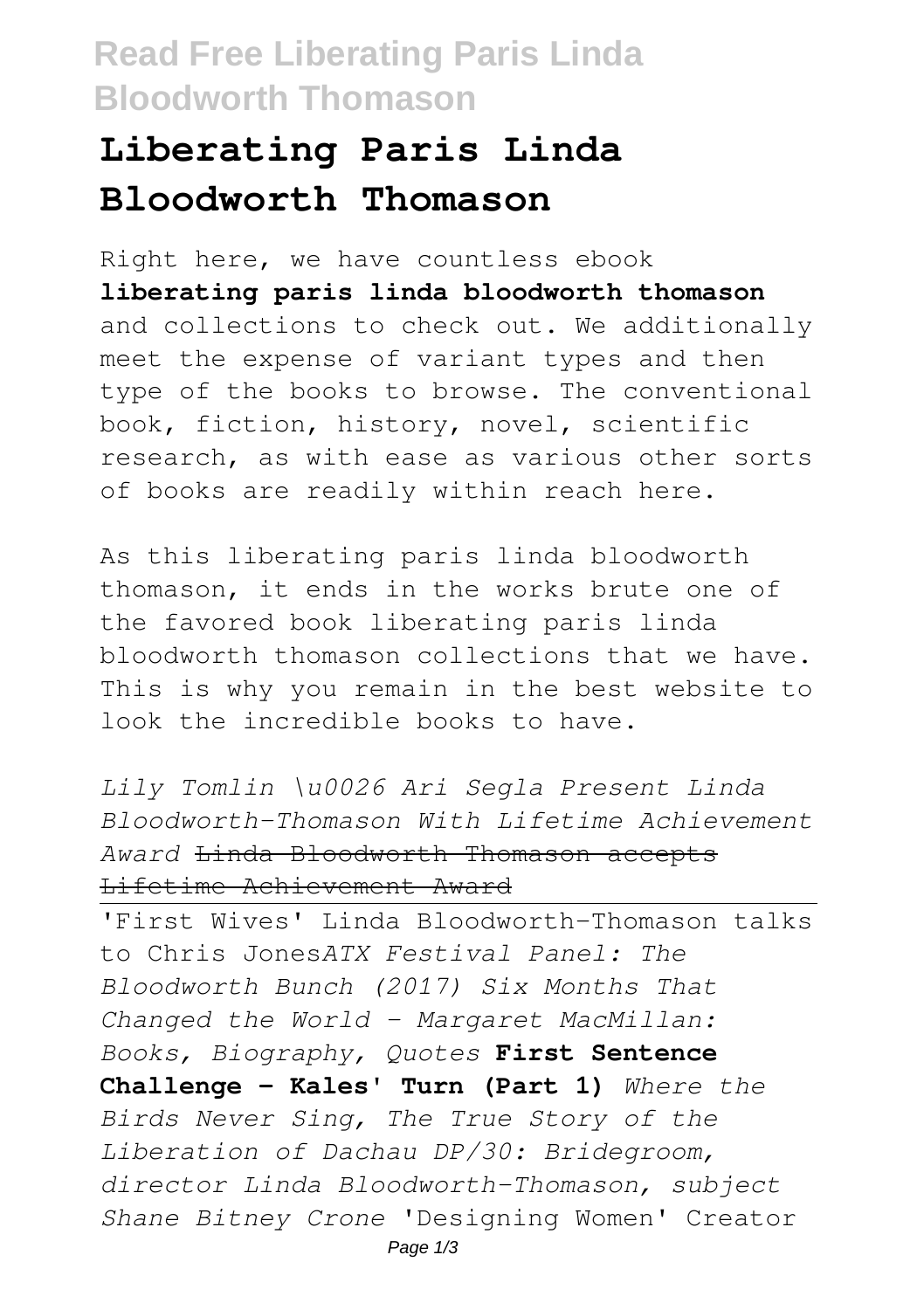# Liberating Paris Linda Bloodworth Thomason

Right here, we have countless ebook **liberating paris linda bloodworth thomason** and collections to check out. We additionally meet the expense of variant types and then type of the books to browse. The conventional book, fiction, history, novel, scientific research, as with ease as various other sorts of books are readily within reach here.

As this liberating paris linda bloodworth thomason, it ends in the works brute one of the favored book liberating paris linda bloodworth thomason collections that we have. This is why you remain in the best website to look the incredible books to have.

*Lily Tomlin \u0026 Ari Segla Present Linda Bloodworth-Thomason With Lifetime Achievement Award* ~~Linda Bloodworth Thomason accepts Lifetime Achievement Award~~

'First Wives' Linda Bloodworth-Thomason talks to Chris Jones*ATX Festival Panel: The Bloodworth Bunch (2017) Six Months That Changed the World - Margaret MacMillan: Books, Biography, Quotes* **First Sentence Challenge - Kales' Turn (Part 1)** *Where the Birds Never Sing, The True Story of the Liberation of Dachau DP/30: Bridegroom, director Linda Bloodworth-Thomason, subject Shane Bitney Crone* 'Designing Women' Creator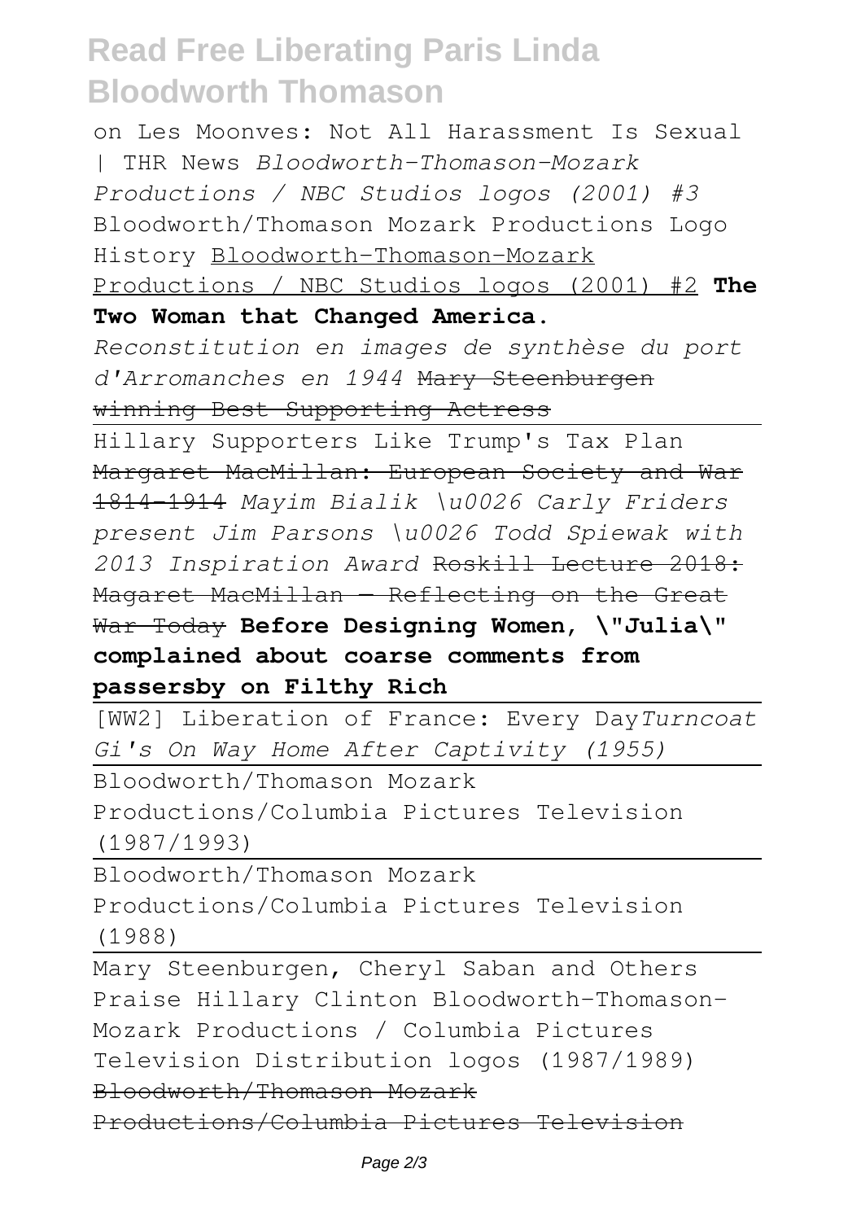on Les Moonves: Not All Harassment Is Sexual | THR News *Bloodworth-Thomason-Mozark Productions / NBC Studios logos (2001) #3* Bloodworth/Thomason Mozark Productions Logo History Bloodworth-Thomason-Mozark Productions / NBC Studios logos (2001) #2 **The Two Woman that Changed America.**

*Reconstitution en images de synthèse du port d'Arromanches en 1944* ~~Mary Steenburgen winning Best Supporting Actress~~

Hillary Supporters Like Trump's Tax Plan ~~Margaret MacMillan: European Society and War 1814-1914~~ *Mayim Bialik \u0026 Carly Friders present Jim Parsons \u0026 Todd Spiewak with 2013 Inspiration Award* ~~Roskill Lecture 2018: Magaret MacMillan — Reflecting on the Great War Today~~ **Before Designing Women, \"Julia\" complained about coarse comments from passersby on Filthy Rich**

[WW2] Liberation of France: Every Day*Turncoat Gi's On Way Home After Captivity (1955)*

Bloodworth/Thomason Mozark Productions/Columbia Pictures Television (1987/1993)

Bloodworth/Thomason Mozark Productions/Columbia Pictures Television (1988)

Mary Steenburgen, Cheryl Saban and Others Praise Hillary Clinton Bloodworth-Thomason-Mozark Productions / Columbia Pictures Television Distribution logos (1987/1989) ~~Bloodworth/Thomason Mozark Productions/Columbia Pictures Television~~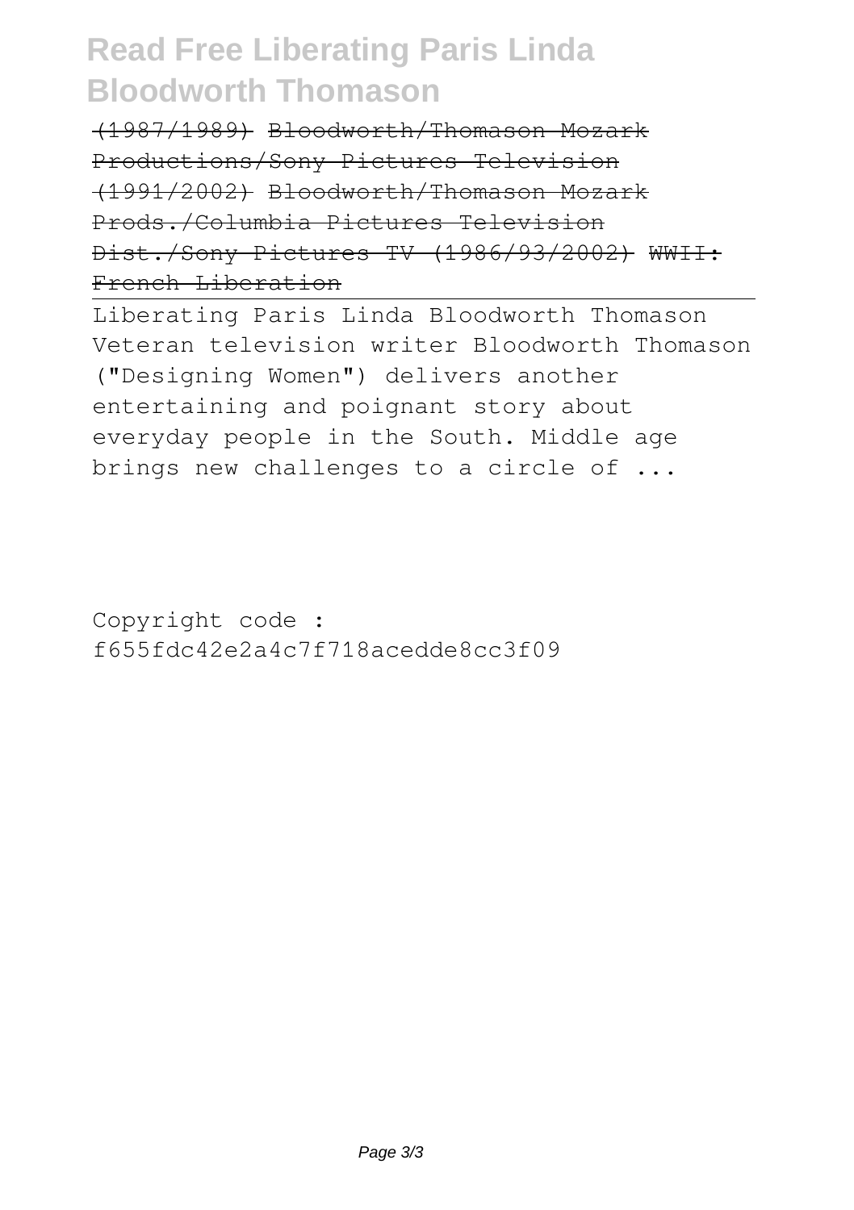~~(1987/1989)~~ ~~Bloodworth/Thomason Mozark Productions/Sony Pictures Television (1991/2002)~~ ~~Bloodworth/Thomason Mozark Prods./Columbia Pictures Television Dist./Sony Pictures TV (1986/93/2002)~~ ~~WWII: French Liberation~~

---

Liberating Paris Linda Bloodworth Thomason
Veteran television writer Bloodworth Thomason ("Designing Women") delivers another entertaining and poignant story about everyday people in the South. Middle age brings new challenges to a circle of ...

Copyright code : f655fdc42e2a4c7f718acedde8cc3f09